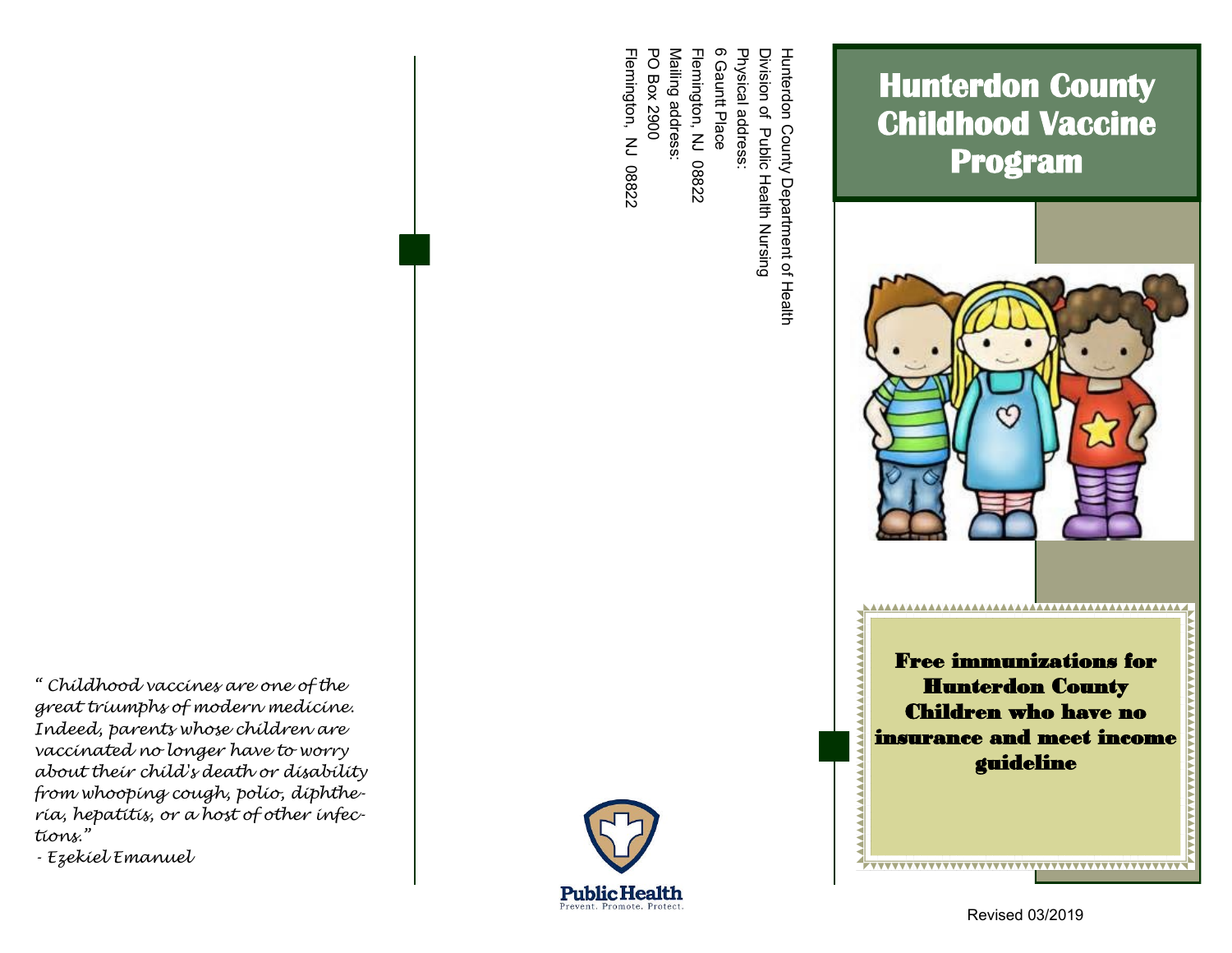*" Childhood vaccines are one of the great triumphs of modern medicine. Indeed, parents whose children are vaccinated no longer have to worry about their child's death or disability from whooping cough, polio, diphtheria, hepatitis, or a host of other infections."*

*- Ezekiel Emanuel*

Hunterdon County Department of Health
Division of Public Health Nursing
Physical address:
6 Gauntt Place
Flemington, NJ 08822
Mailing address:
PO Box 2900
Flemington, NJ 08822

Public Health
Prevent. Promote. Protect.

# Hunterdon County Childhood Vaccine Program

**Free immunizations for Hunterdon County Children who have no insurance and meet income guideline**

Revised 03/2019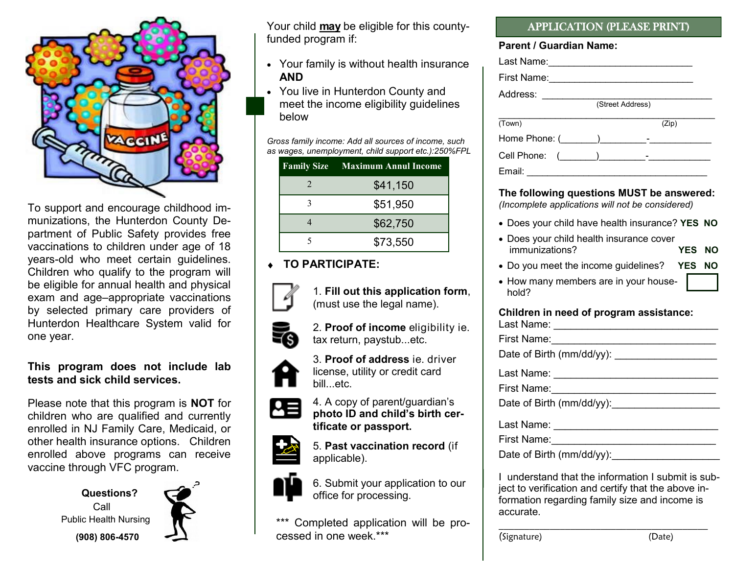To support and encourage childhood immunizations, the Hunterdon County Department of Public Safety provides free vaccinations to children under age of 18 years-old who meet certain guidelines. Children who qualify to the program will be eligible for annual health and physical exam and age–appropriate vaccinations by selected primary care providers of Hunterdon Healthcare System valid for one year.

**This program does not include lab tests and sick child services.**

Please note that this program is **NOT** for children who are qualified and currently enrolled in NJ Family Care, Medicaid, or other health insurance options. Children enrolled above programs can receive vaccine through VFC program.

**Questions?**
Call
Public Health Nursing
**(908) 806-4570**

Your child **may** be eligible for this county-funded program if:

- Your family is without health insurance **AND**
- You live in Hunterdon County and meet the income eligibility guidelines below

*Gross family income: Add all sources of income, such as wages, unemployment, child support etc.):250%FPL*

| Family Size | Maximum Annul Income |
|---|---|
| 2 | $41,150 |
| 3 | $51,950 |
| 4 | $62,750 |
| 5 | $73,550 |

- **TO PARTICIPATE:**

1. **Fill out this application form**, (must use the legal name).
2. **Proof of income** eligibility ie. tax return, paystub...etc.
3. **Proof of address** ie. driver license, utility or credit card bill...etc.
4. A copy of parent/guardian's **photo ID and child's birth certificate or passport.**
5. **Past vaccination record** (if applicable).
6. Submit your application to our office for processing.

\*\*\* Completed application will be processed in one week.\*\*\*

## APPLICATION (PLEASE PRINT)

**Parent / Guardian Name:**

Last Name:___________________________

First Name:___________________________

Address: ____________________________
(Street Address)

______________________________________
(Town) (Zip)

Home Phone: (_______)_________-____________

Cell Phone: (_______)_________-____________

Email: ____________________________________

**The following questions MUST be answered:**
*(Incomplete applications will not be considered)*

- Does your child have health insurance? **YES NO**
- Does your child health insurance cover immunizations? **YES NO**
- Do you meet the income guidelines? **YES NO**
- How many members are in your household? [ ]

**Children in need of program assistance:**

Last Name: ______________________________
First Name:______________________________
Date of Birth (mm/dd/yy): __________________

Last Name: ______________________________
First Name:______________________________
Date of Birth (mm/dd/yy):___________________

Last Name: ______________________________
First Name:______________________________
Date of Birth (mm/dd/yy):___________________

I understand that the information I submit is subject to verification and certify that the above information regarding family size and income is accurate.

______________________________________
(Signature) (Date)